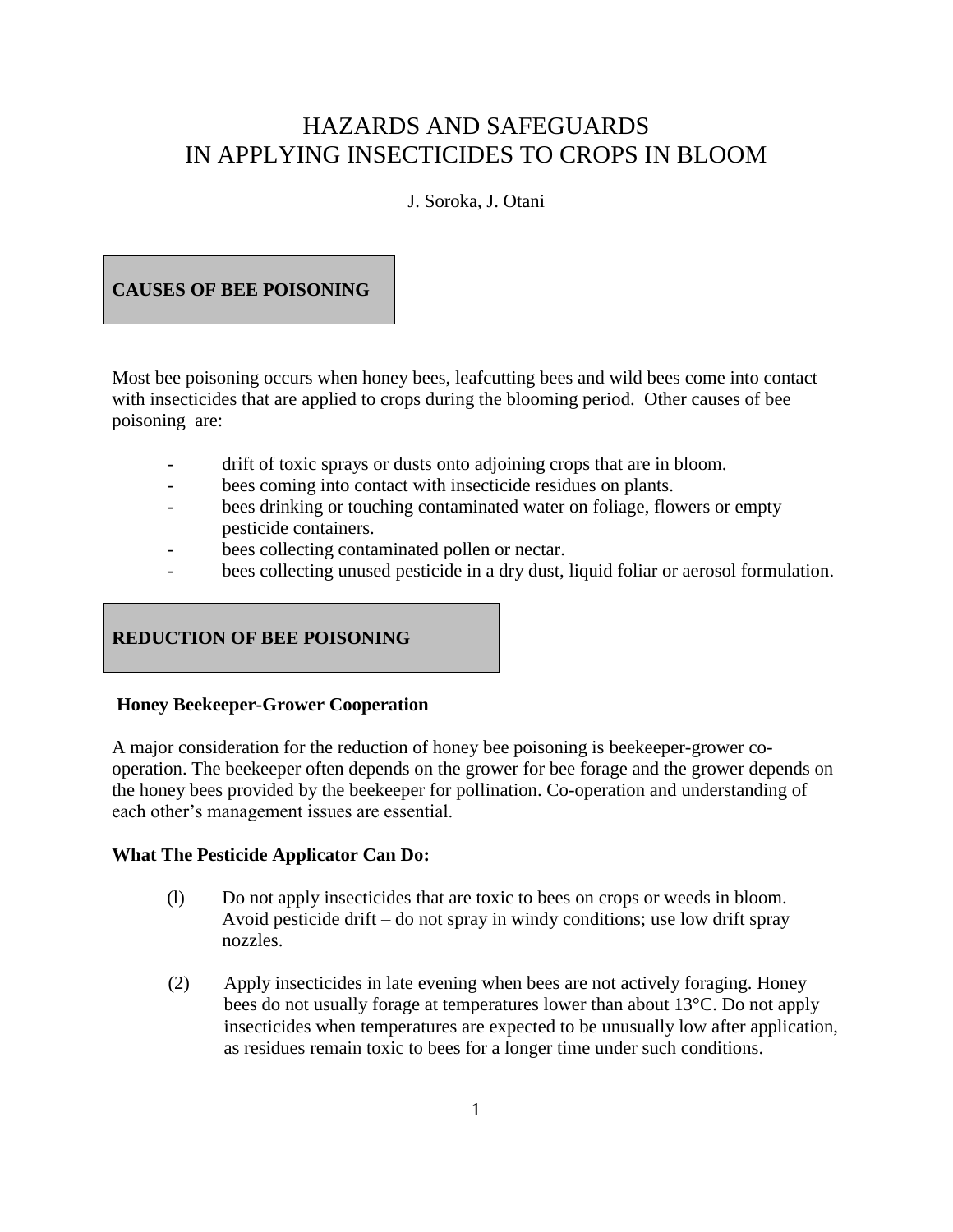# HAZARDS AND SAFEGUARDS IN APPLYING INSECTICIDES TO CROPS IN BLOOM

J. Soroka, J. Otani

## CAUSES OF BEE POISONING

Most bee poisoning occurs when honey bees, leafcutting bees and wild bees come into contact with insecticides that are applied to crops during the blooming period. Other causes of bee poisoning are:

- drift of toxic sprays or dusts onto adjoining crops that are in bloom.
- bees coming into contact with insecticide residues on plants.
- bees drinking or touching contaminated water on foliage, flowers or empty pesticide containers.
- bees collecting contaminated pollen or nectar.
- bees collecting unused pesticide in a dry dust, liquid foliar or aerosol formulation.

## REDUCTION OF BEE POISONING

### Honey Beekeeper-Grower Cooperation

A major consideration for the reduction of honey bee poisoning is beekeeper-grower co-operation. The beekeeper often depends on the grower for bee forage and the grower depends on the honey bees provided by the beekeeper for pollination. Co-operation and understanding of each other's management issues are essential.

### What The Pesticide Applicator Can Do:

(l) Do not apply insecticides that are toxic to bees on crops or weeds in bloom. Avoid pesticide drift – do not spray in windy conditions; use low drift spray nozzles.

(2) Apply insecticides in late evening when bees are not actively foraging. Honey bees do not usually forage at temperatures lower than about 13°C. Do not apply insecticides when temperatures are expected to be unusually low after application, as residues remain toxic to bees for a longer time under such conditions.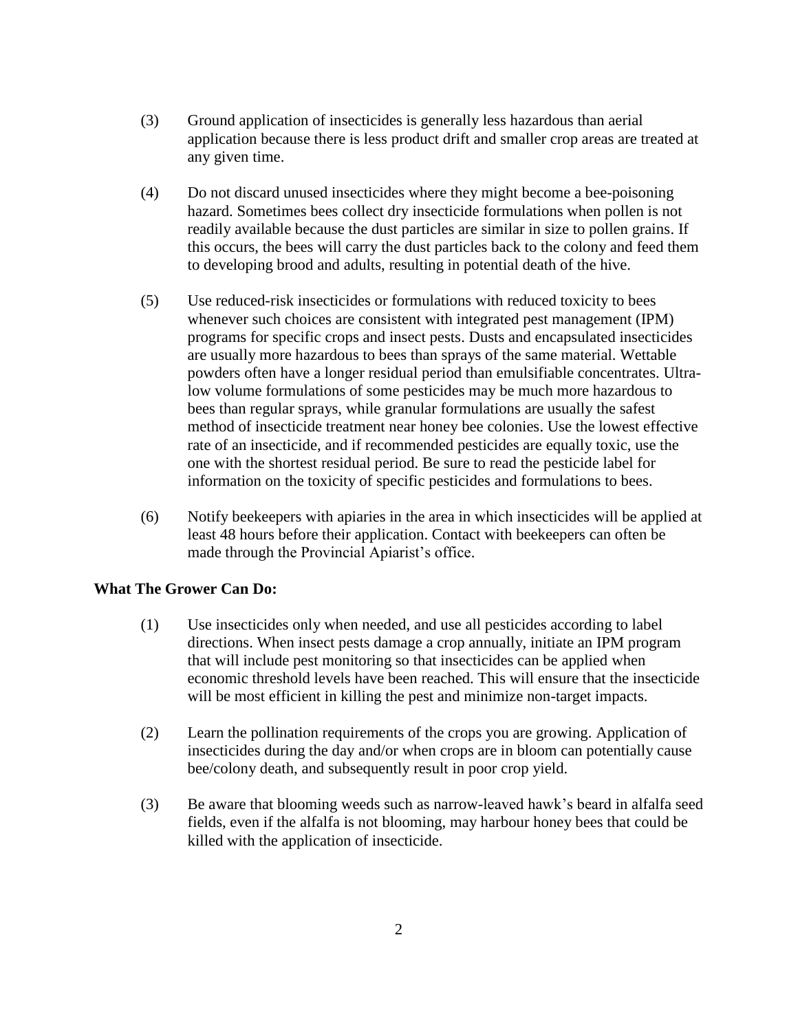(3) Ground application of insecticides is generally less hazardous than aerial application because there is less product drift and smaller crop areas are treated at any given time.

(4) Do not discard unused insecticides where they might become a bee-poisoning hazard. Sometimes bees collect dry insecticide formulations when pollen is not readily available because the dust particles are similar in size to pollen grains. If this occurs, the bees will carry the dust particles back to the colony and feed them to developing brood and adults, resulting in potential death of the hive.

(5) Use reduced-risk insecticides or formulations with reduced toxicity to bees whenever such choices are consistent with integrated pest management (IPM) programs for specific crops and insect pests. Dusts and encapsulated insecticides are usually more hazardous to bees than sprays of the same material. Wettable powders often have a longer residual period than emulsifiable concentrates. Ultra-low volume formulations of some pesticides may be much more hazardous to bees than regular sprays, while granular formulations are usually the safest method of insecticide treatment near honey bee colonies. Use the lowest effective rate of an insecticide, and if recommended pesticides are equally toxic, use the one with the shortest residual period. Be sure to read the pesticide label for information on the toxicity of specific pesticides and formulations to bees.

(6) Notify beekeepers with apiaries in the area in which insecticides will be applied at least 48 hours before their application. Contact with beekeepers can often be made through the Provincial Apiarist's office.

**What The Grower Can Do:**

(1) Use insecticides only when needed, and use all pesticides according to label directions. When insect pests damage a crop annually, initiate an IPM program that will include pest monitoring so that insecticides can be applied when economic threshold levels have been reached. This will ensure that the insecticide will be most efficient in killing the pest and minimize non-target impacts.

(2) Learn the pollination requirements of the crops you are growing. Application of insecticides during the day and/or when crops are in bloom can potentially cause bee/colony death, and subsequently result in poor crop yield.

(3) Be aware that blooming weeds such as narrow-leaved hawk's beard in alfalfa seed fields, even if the alfalfa is not blooming, may harbour honey bees that could be killed with the application of insecticide.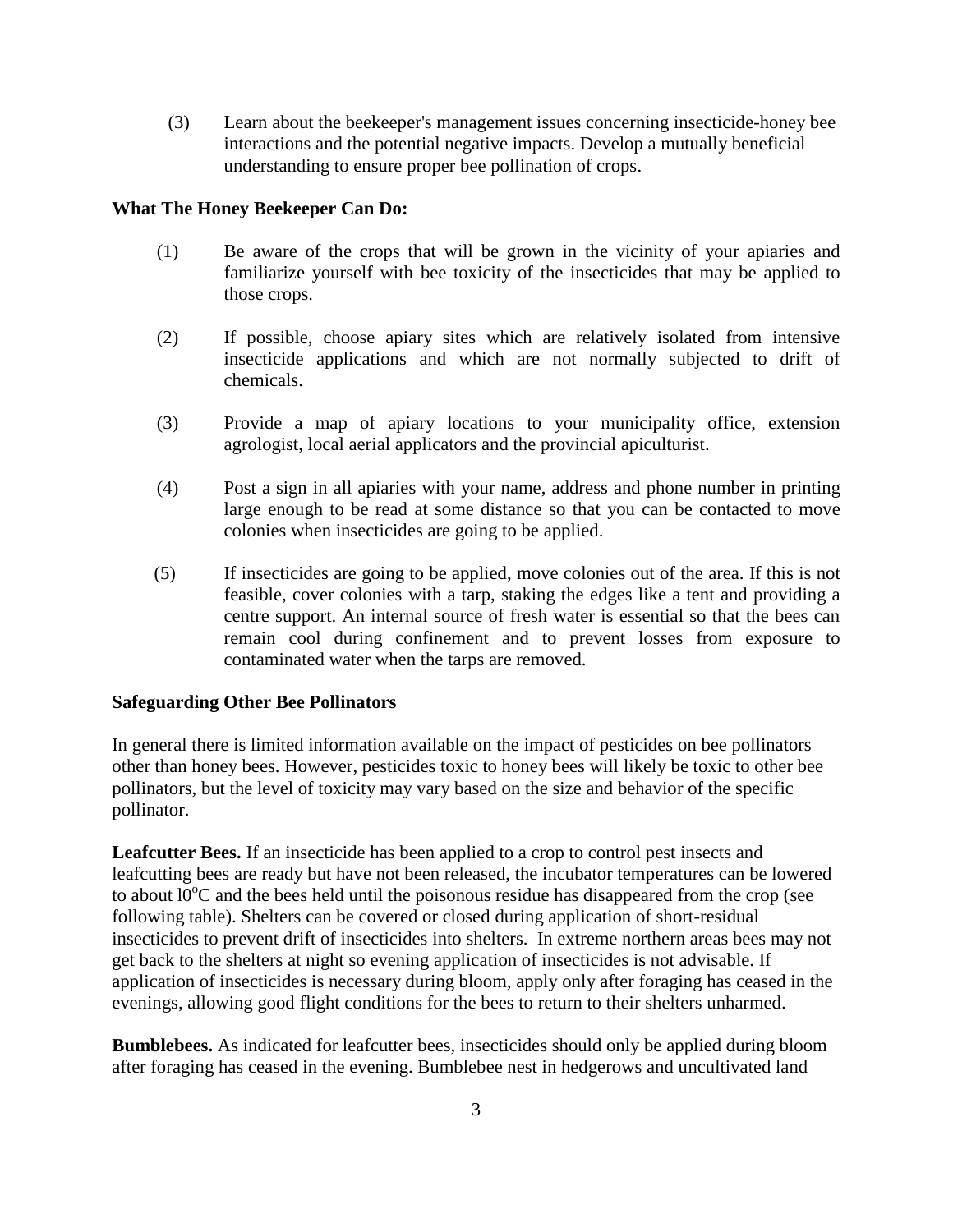(3) Learn about the beekeeper's management issues concerning insecticide-honey bee interactions and the potential negative impacts. Develop a mutually beneficial understanding to ensure proper bee pollination of crops.

**What The Honey Beekeeper Can Do:**

(1) Be aware of the crops that will be grown in the vicinity of your apiaries and familiarize yourself with bee toxicity of the insecticides that may be applied to those crops.

(2) If possible, choose apiary sites which are relatively isolated from intensive insecticide applications and which are not normally subjected to drift of chemicals.

(3) Provide a map of apiary locations to your municipality office, extension agrologist, local aerial applicators and the provincial apiculturist.

(4) Post a sign in all apiaries with your name, address and phone number in printing large enough to be read at some distance so that you can be contacted to move colonies when insecticides are going to be applied.

(5) If insecticides are going to be applied, move colonies out of the area. If this is not feasible, cover colonies with a tarp, staking the edges like a tent and providing a centre support. An internal source of fresh water is essential so that the bees can remain cool during confinement and to prevent losses from exposure to contaminated water when the tarps are removed.

**Safeguarding Other Bee Pollinators**

In general there is limited information available on the impact of pesticides on bee pollinators other than honey bees. However, pesticides toxic to honey bees will likely be toxic to other bee pollinators, but the level of toxicity may vary based on the size and behavior of the specific pollinator.

**Leafcutter Bees.** If an insecticide has been applied to a crop to control pest insects and leafcutting bees are ready but have not been released, the incubator temperatures can be lowered to about $10^{o}C$ and the bees held until the poisonous residue has disappeared from the crop (see following table). Shelters can be covered or closed during application of short-residual insecticides to prevent drift of insecticides into shelters. In extreme northern areas bees may not get back to the shelters at night so evening application of insecticides is not advisable. If application of insecticides is necessary during bloom, apply only after foraging has ceased in the evenings, allowing good flight conditions for the bees to return to their shelters unharmed.

**Bumblebees.** As indicated for leafcutter bees, insecticides should only be applied during bloom after foraging has ceased in the evening. Bumblebee nest in hedgerows and uncultivated land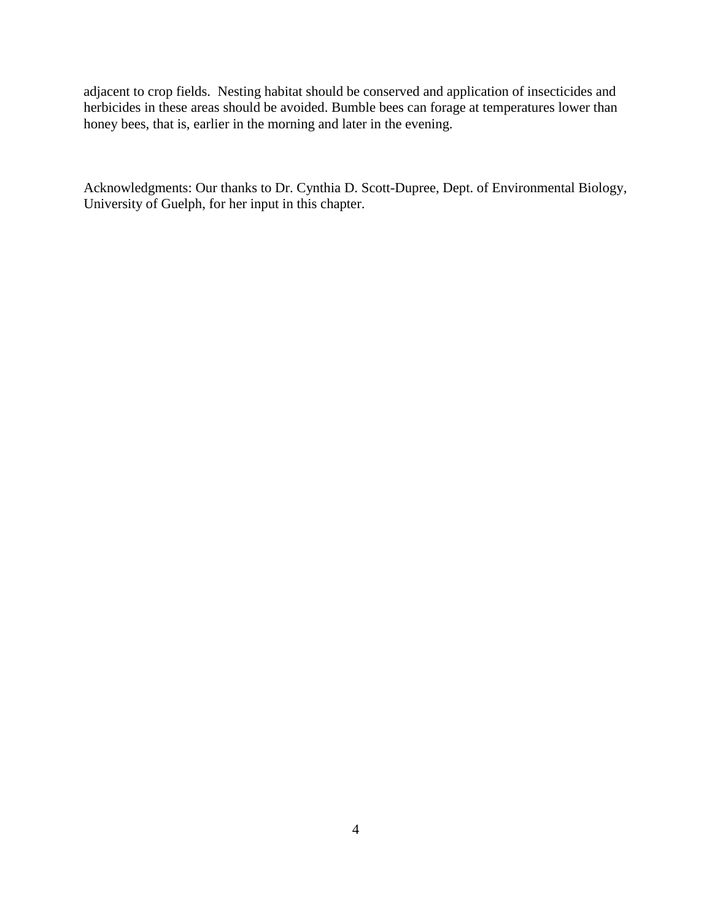adjacent to crop fields. Nesting habitat should be conserved and application of insecticides and herbicides in these areas should be avoided. Bumble bees can forage at temperatures lower than honey bees, that is, earlier in the morning and later in the evening.

Acknowledgments: Our thanks to Dr. Cynthia D. Scott-Dupree, Dept. of Environmental Biology, University of Guelph, for her input in this chapter.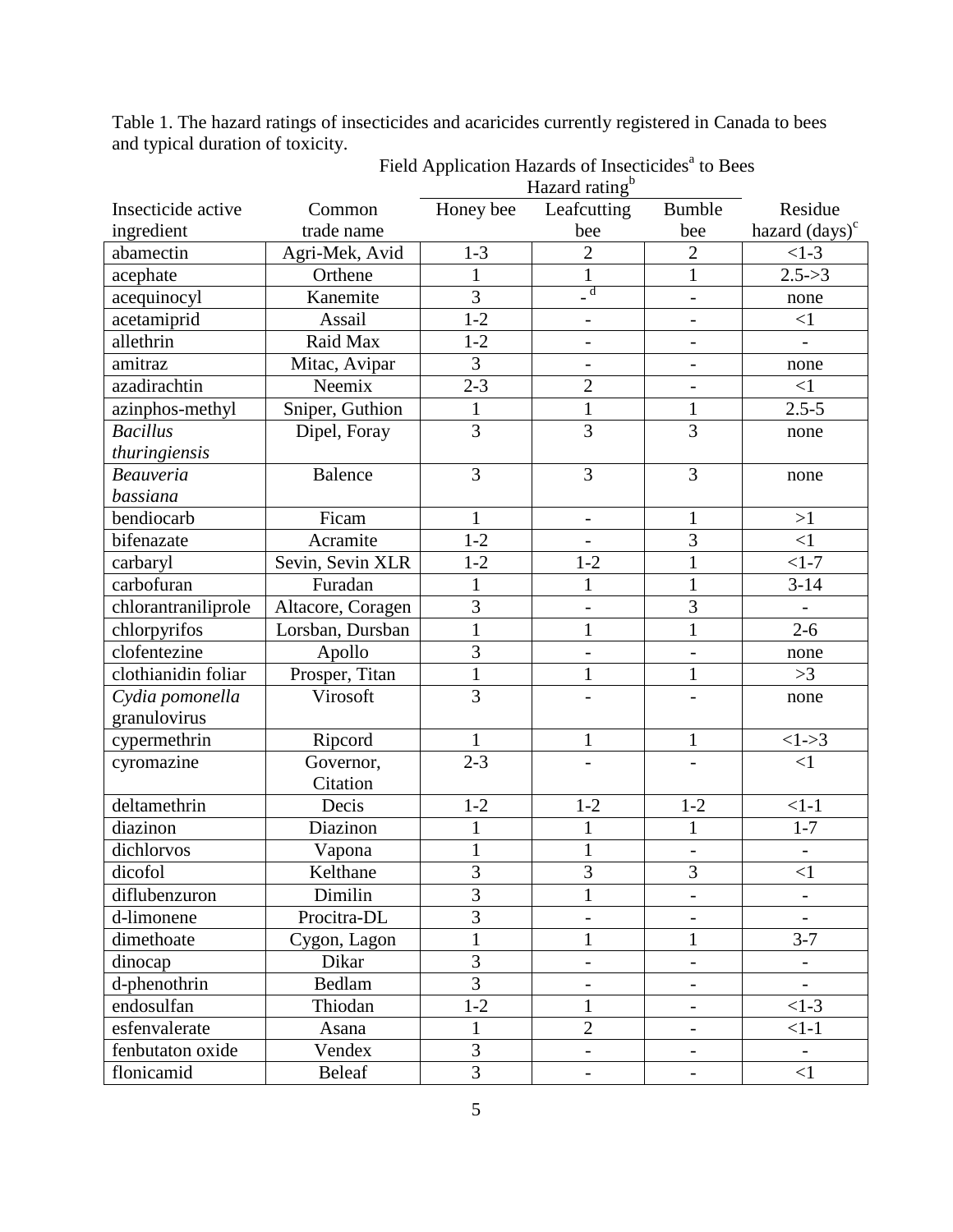Table 1. The hazard ratings of insecticides and acaricides currently registered in Canada to bees and typical duration of toxicity.

| | | Field Application Hazards of Insecticides[a] to Bees | | | |
|---|---|---|---|---|---|
| | | Hazard rating[b] | | | |
| Insecticide active ingredient | Common trade name | Honey bee | Leafcutting bee | Bumble bee | Residue hazard (days)[c] |
| abamectin | Agri-Mek, Avid | 1-3 | 2 | 2 | <1-3 |
| acephate | Orthene | 1 | 1 | 1 | 2.5->3 |
| acequinocyl | Kanemite | 3 | -[d] | - | none |
| acetamiprid | Assail | 1-2 | - | - | <1 |
| allethrin | Raid Max | 1-2 | - | - | - |
| amitraz | Mitac, Avipar | 3 | - | - | none |
| azadirachtin | Neemix | 2-3 | 2 | - | <1 |
| azinphos-methyl | Sniper, Guthion | 1 | 1 | 1 | 2.5-5 |
| *Bacillus thuringiensis* | Dipel, Foray | 3 | 3 | 3 | none |
| *Beauveria bassiana* | Balence | 3 | 3 | 3 | none |
| bendiocarb | Ficam | 1 | - | 1 | >1 |
| bifenazate | Acramite | 1-2 | - | 3 | <1 |
| carbaryl | Sevin, Sevin XLR | 1-2 | 1-2 | 1 | <1-7 |
| carbofuran | Furadan | 1 | 1 | 1 | 3-14 |
| chlorantraniliprole | Altacore, Coragen | 3 | - | 3 | - |
| chlorpyrifos | Lorsban, Dursban | 1 | 1 | 1 | 2-6 |
| clofentezine | Apollo | 3 | - | - | none |
| clothianidin foliar | Prosper, Titan | 1 | 1 | 1 | >3 |
| *Cydia pomonella* granulovirus | Virosoft | 3 | - | - | none |
| cypermethrin | Ripcord | 1 | 1 | 1 | <1->3 |
| cyromazine | Governor, Citation | 2-3 | - | - | <1 |
| deltamethrin | Decis | 1-2 | 1-2 | 1-2 | <1-1 |
| diazinon | Diazinon | 1 | 1 | 1 | 1-7 |
| dichlorvos | Vapona | 1 | 1 | - | - |
| dicofol | Kelthane | 3 | 3 | 3 | <1 |
| diflubenzuron | Dimilin | 3 | 1 | - | - |
| d-limonene | Procitra-DL | 3 | - | - | - |
| dimethoate | Cygon, Lagon | 1 | 1 | 1 | 3-7 |
| dinocap | Dikar | 3 | - | - | - |
| d-phenothrin | Bedlam | 3 | - | - | - |
| endosulfan | Thiodan | 1-2 | 1 | - | <1-3 |
| esfenvalerate | Asana | 1 | 2 | - | <1-1 |
| fenbutaton oxide | Vendex | 3 | - | - | - |
| flonicamid | Beleaf | 3 | - | - | <1 |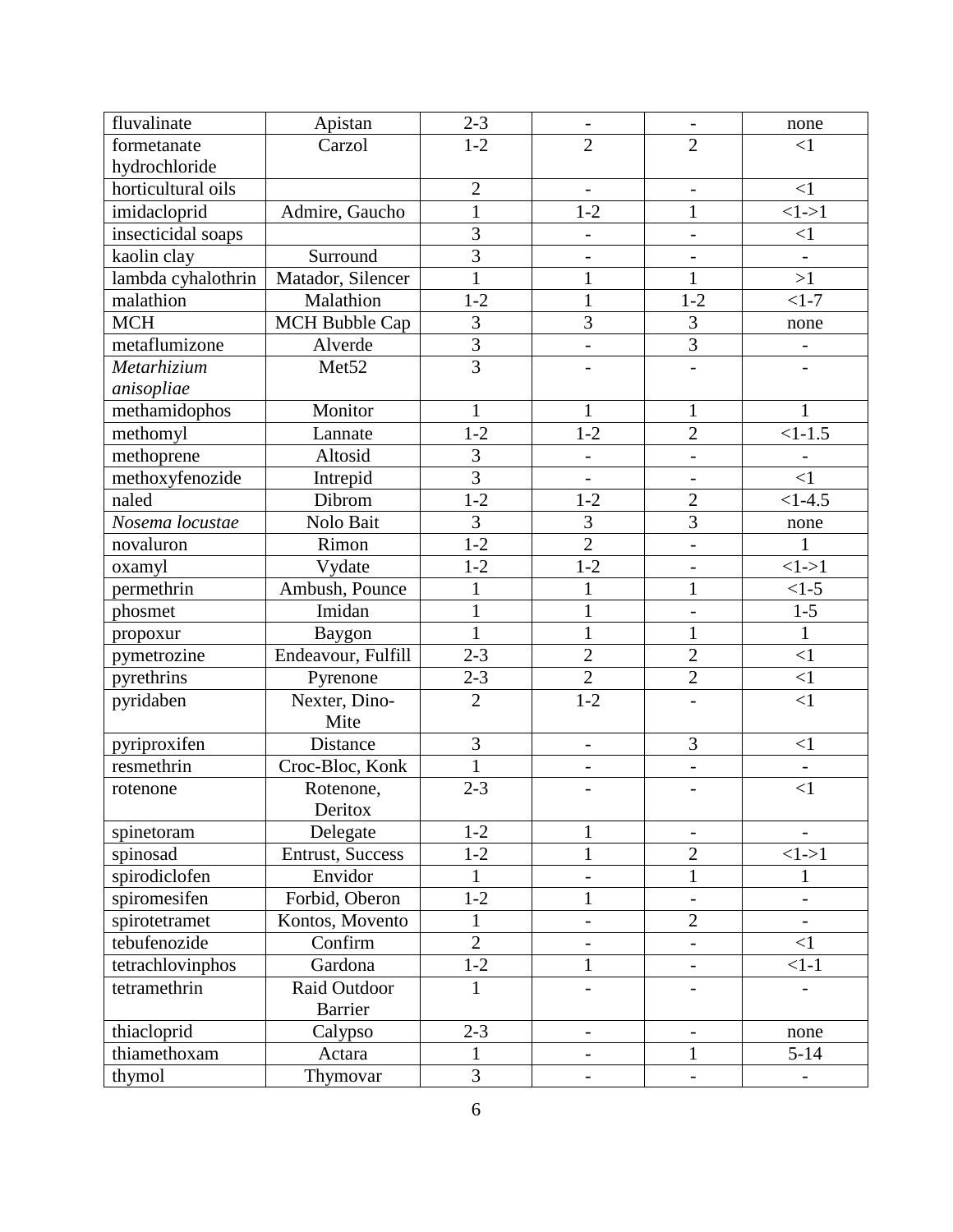| | | | | | |
|---|---|---|---|---|---|
| fluvalinate | Apistan | 2-3 | - | - | none |
| formetanate hydrochloride | Carzol | 1-2 | 2 | 2 | <1 |
| horticultural oils | | 2 | - | - | <1 |
| imidacloprid | Admire, Gaucho | 1 | 1-2 | 1 | <1->1 |
| insecticidal soaps | | 3 | - | - | <1 |
| kaolin clay | Surround | 3 | - | - | - |
| lambda cyhalothrin | Matador, Silencer | 1 | 1 | 1 | >1 |
| malathion | Malathion | 1-2 | 1 | 1-2 | <1-7 |
| MCH | MCH Bubble Cap | 3 | 3 | 3 | none |
| metaflumizone | Alverde | 3 | - | 3 | - |
| *Metarhizium anisopliae* | Met52 | 3 | - | - | - |
| methamidophos | Monitor | 1 | 1 | 1 | 1 |
| methomyl | Lannate | 1-2 | 1-2 | 2 | <1-1.5 |
| methoprene | Altosid | 3 | - | - | - |
| methoxyfenozide | Intrepid | 3 | - | - | <1 |
| naled | Dibrom | 1-2 | 1-2 | 2 | <1-4.5 |
| *Nosema locustae* | Nolo Bait | 3 | 3 | 3 | none |
| novaluron | Rimon | 1-2 | 2 | - | 1 |
| oxamyl | Vydate | 1-2 | 1-2 | - | <1->1 |
| permethrin | Ambush, Pounce | 1 | 1 | 1 | <1-5 |
| phosmet | Imidan | 1 | 1 | - | 1-5 |
| propoxur | Baygon | 1 | 1 | 1 | 1 |
| pymetrozine | Endeavour, Fulfill | 2-3 | 2 | 2 | <1 |
| pyrethrins | Pyrenone | 2-3 | 2 | 2 | <1 |
| pyridaben | Nexter, Dino-Mite | 2 | 1-2 | - | <1 |
| pyriproxifen | Distance | 3 | - | 3 | <1 |
| resmethrin | Croc-Bloc, Konk | 1 | - | - | - |
| rotenone | Rotenone, Deritox | 2-3 | - | - | <1 |
| spinetoram | Delegate | 1-2 | 1 | - | - |
| spinosad | Entrust, Success | 1-2 | 1 | 2 | <1->1 |
| spirodiclofen | Envidor | 1 | - | 1 | 1 |
| spiromesifen | Forbid, Oberon | 1-2 | 1 | - | - |
| spirotetramet | Kontos, Movento | 1 | - | 2 | - |
| tebufenozide | Confirm | 2 | - | - | <1 |
| tetrachlovinphos | Gardona | 1-2 | 1 | - | <1-1 |
| tetramethrin | Raid Outdoor Barrier | 1 | - | - | - |
| thiacloprid | Calypso | 2-3 | - | - | none |
| thiamethoxam | Actara | 1 | - | 1 | 5-14 |
| thymol | Thymovar | 3 | - | - | - |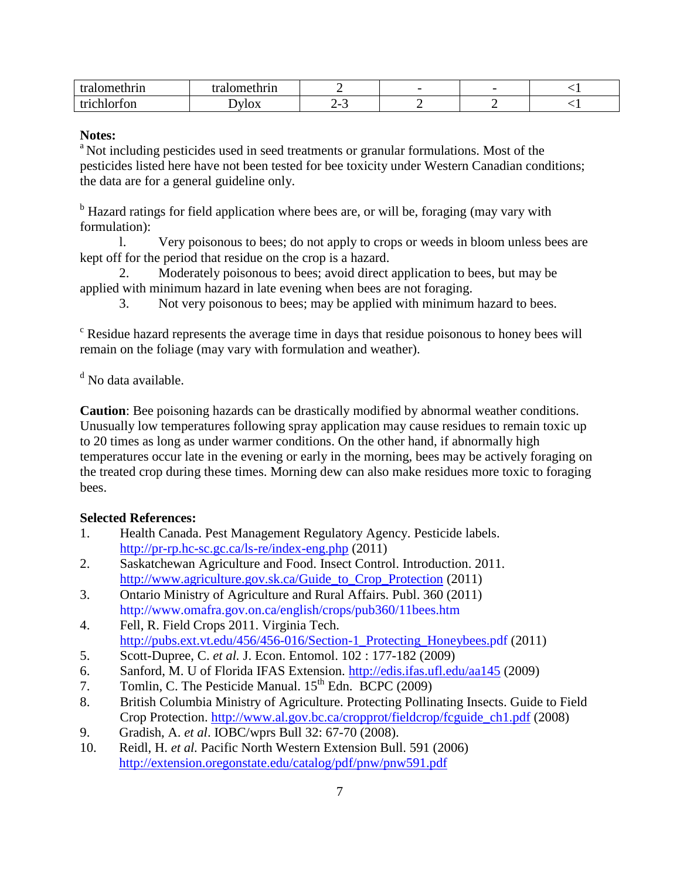| | | | | | |
|---|---|---|---|---|---|
| tralomethrin | tralomethrin | 2 | - | - | <1 |
| trichlorfon | Dylox | 2-3 | 2 | 2 | <1 |

**Notes:**

[a] Not including pesticides used in seed treatments or granular formulations. Most of the pesticides listed here have not been tested for bee toxicity under Western Canadian conditions; the data are for a general guideline only.

[b] Hazard ratings for field application where bees are, or will be, foraging (may vary with formulation):

1. Very poisonous to bees; do not apply to crops or weeds in bloom unless bees are kept off for the period that residue on the crop is a hazard.
2. Moderately poisonous to bees; avoid direct application to bees, but may be applied with minimum hazard in late evening when bees are not foraging.
3. Not very poisonous to bees; may be applied with minimum hazard to bees.

[c] Residue hazard represents the average time in days that residue poisonous to honey bees will remain on the foliage (may vary with formulation and weather).

[d] No data available.

**Caution**: Bee poisoning hazards can be drastically modified by abnormal weather conditions. Unusually low temperatures following spray application may cause residues to remain toxic up to 20 times as long as under warmer conditions. On the other hand, if abnormally high temperatures occur late in the evening or early in the morning, bees may be actively foraging on the treated crop during these times. Morning dew can also make residues more toxic to foraging bees.

**Selected References:**

1. Health Canada. Pest Management Regulatory Agency. Pesticide labels. http://pr-rp.hc-sc.gc.ca/ls-re/index-eng.php (2011)
2. Saskatchewan Agriculture and Food. Insect Control. Introduction. 2011. http://www.agriculture.gov.sk.ca/Guide_to_Crop_Protection (2011)
3. Ontario Ministry of Agriculture and Rural Affairs. Publ. 360 (2011) http://www.omafra.gov.on.ca/english/crops/pub360/11bees.htm
4. Fell, R. Field Crops 2011. Virginia Tech. http://pubs.ext.vt.edu/456/456-016/Section-1_Protecting_Honeybees.pdf (2011)
5. Scott-Dupree, C. *et al.* J. Econ. Entomol. 102 : 177-182 (2009)
6. Sanford, M. U of Florida IFAS Extension. http://edis.ifas.ufl.edu/aa145 (2009)
7. Tomlin, C. The Pesticide Manual. 15th Edn. BCPC (2009)
8. British Columbia Ministry of Agriculture. Protecting Pollinating Insects. Guide to Field Crop Protection. http://www.al.gov.bc.ca/cropprot/fieldcrop/fcguide_ch1.pdf (2008)
9. Gradish, A. *et al*. IOBC/wprs Bull 32: 67-70 (2008).
10. Reidl, H. *et al.* Pacific North Western Extension Bull. 591 (2006) http://extension.oregonstate.edu/catalog/pdf/pnw/pnw591.pdf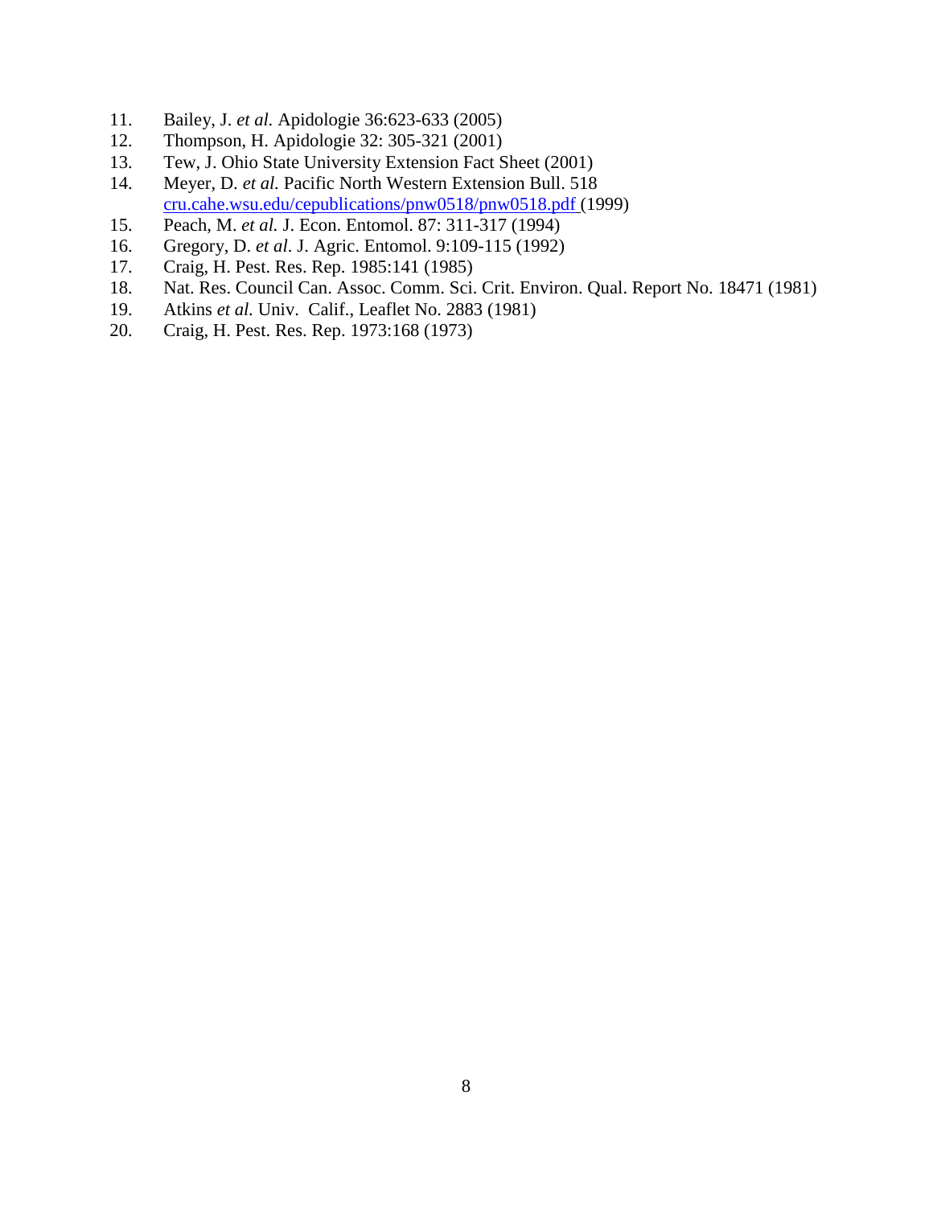11. Bailey, J. *et al.* Apidologie 36:623-633 (2005)
12. Thompson, H. Apidologie 32: 305-321 (2001)
13. Tew, J. Ohio State University Extension Fact Sheet (2001)
14. Meyer, D. *et al.* Pacific North Western Extension Bull. 518 cru.cahe.wsu.edu/cepublications/pnw0518/pnw0518.pdf (1999)
15. Peach, M. *et al.* J. Econ. Entomol. 87: 311-317 (1994)
16. Gregory, D. *et al*. J. Agric. Entomol. 9:109-115 (1992)
17. Craig, H. Pest. Res. Rep. 1985:141 (1985)
18. Nat. Res. Council Can. Assoc. Comm. Sci. Crit. Environ. Qual. Report No. 18471 (1981)
19. Atkins *et al.* Univ. Calif., Leaflet No. 2883 (1981)
20. Craig, H. Pest. Res. Rep. 1973:168 (1973)